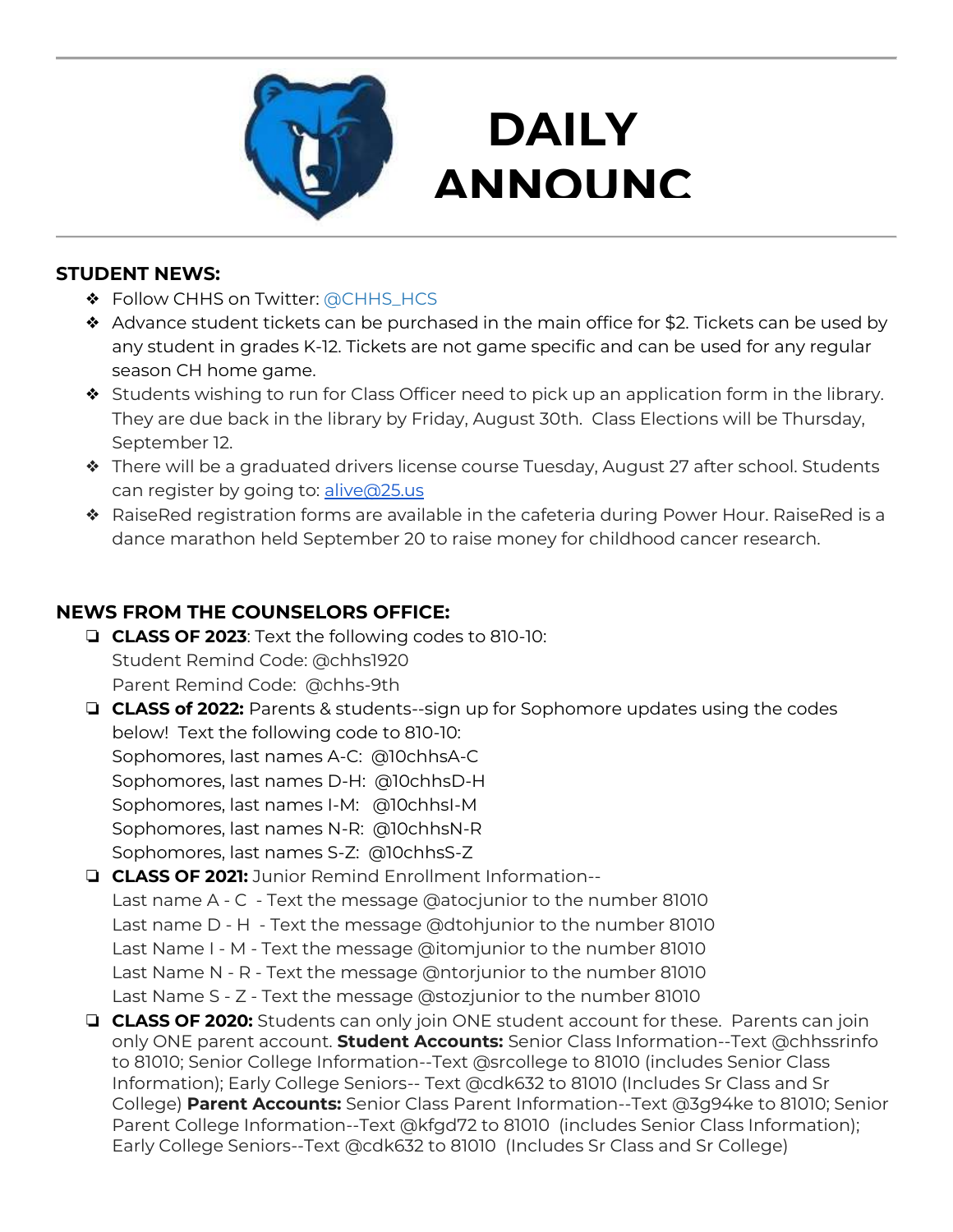# DAILY ANNOUNC

## STUDENT NEWS:

- Follow CHHS on Twitter: @CHHS_HCS
- Advance student tickets can be purchased in the main office for $2. Tickets can be used by any student in grades K-12. Tickets are not game specific and can be used for any regular season CH home game.
- Students wishing to run for Class Officer need to pick up an application form in the library. They are due back in the library by Friday, August 30th. Class Elections will be Thursday, September 12.
- There will be a graduated drivers license course Tuesday, August 27 after school. Students can register by going to: alive@25.us
- RaiseRed registration forms are available in the cafeteria during Power Hour. RaiseRed is a dance marathon held September 20 to raise money for childhood cancer research.

## NEWS FROM THE COUNSELORS OFFICE:

- **CLASS OF 2023**: Text the following codes to 810-10:
  Student Remind Code: @chhs1920
  Parent Remind Code: @chhs-9th
- **CLASS of 2022:** Parents & students--sign up for Sophomore updates using the codes below! Text the following code to 810-10:
  Sophomores, last names A-C: @10chhsA-C
  Sophomores, last names D-H: @10chhsD-H
  Sophomores, last names I-M: @10chhsI-M
  Sophomores, last names N-R: @10chhsN-R
  Sophomores, last names S-Z: @10chhsS-Z
- **CLASS OF 2021:** Junior Remind Enrollment Information--
  Last name A - C - Text the message @atocjunior to the number 81010
  Last name D - H - Text the message @dtohjunior to the number 81010
  Last Name I - M - Text the message @itomjunior to the number 81010
  Last Name N - R - Text the message @ntorjunior to the number 81010
  Last Name S - Z - Text the message @stozjunior to the number 81010
- **CLASS OF 2020:** Students can only join ONE student account for these. Parents can join only ONE parent account. **Student Accounts:** Senior Class Information--Text @chhssrinfo to 81010; Senior College Information--Text @srcollege to 81010 (includes Senior Class Information); Early College Seniors-- Text @cdk632 to 81010 (Includes Sr Class and Sr College) **Parent Accounts:** Senior Class Parent Information--Text @3g94ke to 81010; Senior Parent College Information--Text @kfgd72 to 81010 (includes Senior Class Information); Early College Seniors--Text @cdk632 to 81010 (Includes Sr Class and Sr College)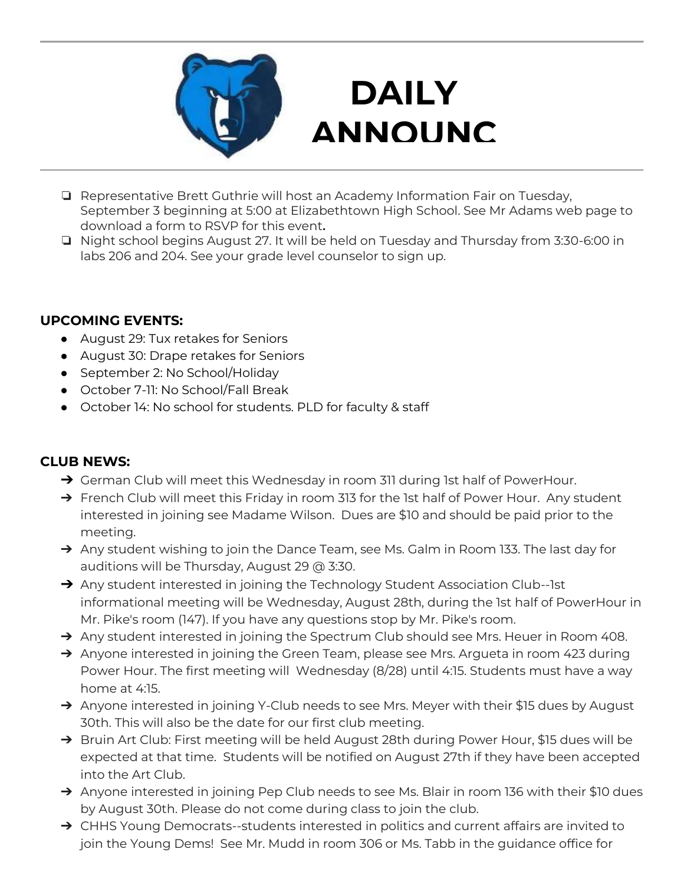# DAILY ANNOUNC

- Representative Brett Guthrie will host an Academy Information Fair on Tuesday, September 3 beginning at 5:00 at Elizabethtown High School. See Mr Adams web page to download a form to RSVP for this event**.**
- Night school begins August 27. It will be held on Tuesday and Thursday from 3:30-6:00 in labs 206 and 204. See your grade level counselor to sign up.

**UPCOMING EVENTS:**

- August 29: Tux retakes for Seniors
- August 30: Drape retakes for Seniors
- September 2: No School/Holiday
- October 7-11: No School/Fall Break
- October 14: No school for students. PLD for faculty & staff

**CLUB NEWS:**

- German Club will meet this Wednesday in room 311 during 1st half of PowerHour.
- French Club will meet this Friday in room 313 for the 1st half of Power Hour. Any student interested in joining see Madame Wilson. Dues are $10 and should be paid prior to the meeting.
- Any student wishing to join the Dance Team, see Ms. Galm in Room 133. The last day for auditions will be Thursday, August 29 @ 3:30.
- Any student interested in joining the Technology Student Association Club--1st informational meeting will be Wednesday, August 28th, during the 1st half of PowerHour in Mr. Pike's room (147). If you have any questions stop by Mr. Pike's room.
- Any student interested in joining the Spectrum Club should see Mrs. Heuer in Room 408.
- Anyone interested in joining the Green Team, please see Mrs. Argueta in room 423 during Power Hour. The first meeting will Wednesday (8/28) until 4:15. Students must have a way home at 4:15.
- Anyone interested in joining Y-Club needs to see Mrs. Meyer with their $15 dues by August 30th. This will also be the date for our first club meeting.
- Bruin Art Club: First meeting will be held August 28th during Power Hour, $15 dues will be expected at that time. Students will be notified on August 27th if they have been accepted into the Art Club.
- Anyone interested in joining Pep Club needs to see Ms. Blair in room 136 with their $10 dues by August 30th. Please do not come during class to join the club.
- CHHS Young Democrats--students interested in politics and current affairs are invited to join the Young Dems! See Mr. Mudd in room 306 or Ms. Tabb in the guidance office for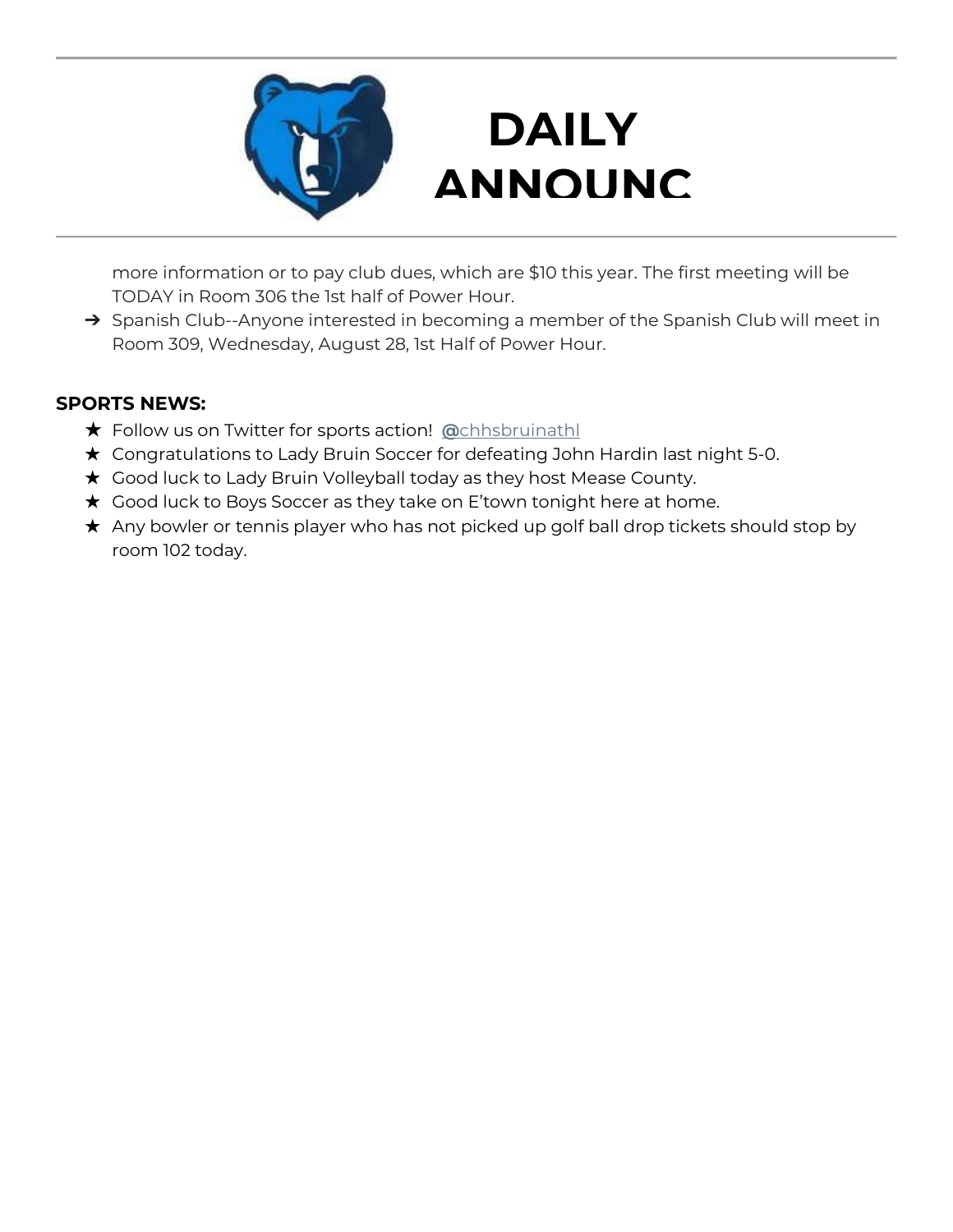more information or to pay club dues, which are $10 this year. The first meeting will be TODAY in Room 306 the 1st half of Power Hour.

- Spanish Club--Anyone interested in becoming a member of the Spanish Club will meet in Room 309, Wednesday, August 28, 1st Half of Power Hour.

**SPORTS NEWS:**

- Follow us on Twitter for sports action! @chhsbruinathl
- Congratulations to Lady Bruin Soccer for defeating John Hardin last night 5-0.
- Good luck to Lady Bruin Volleyball today as they host Mease County.
- Good luck to Boys Soccer as they take on E'town tonight here at home.
- Any bowler or tennis player who has not picked up golf ball drop tickets should stop by room 102 today.